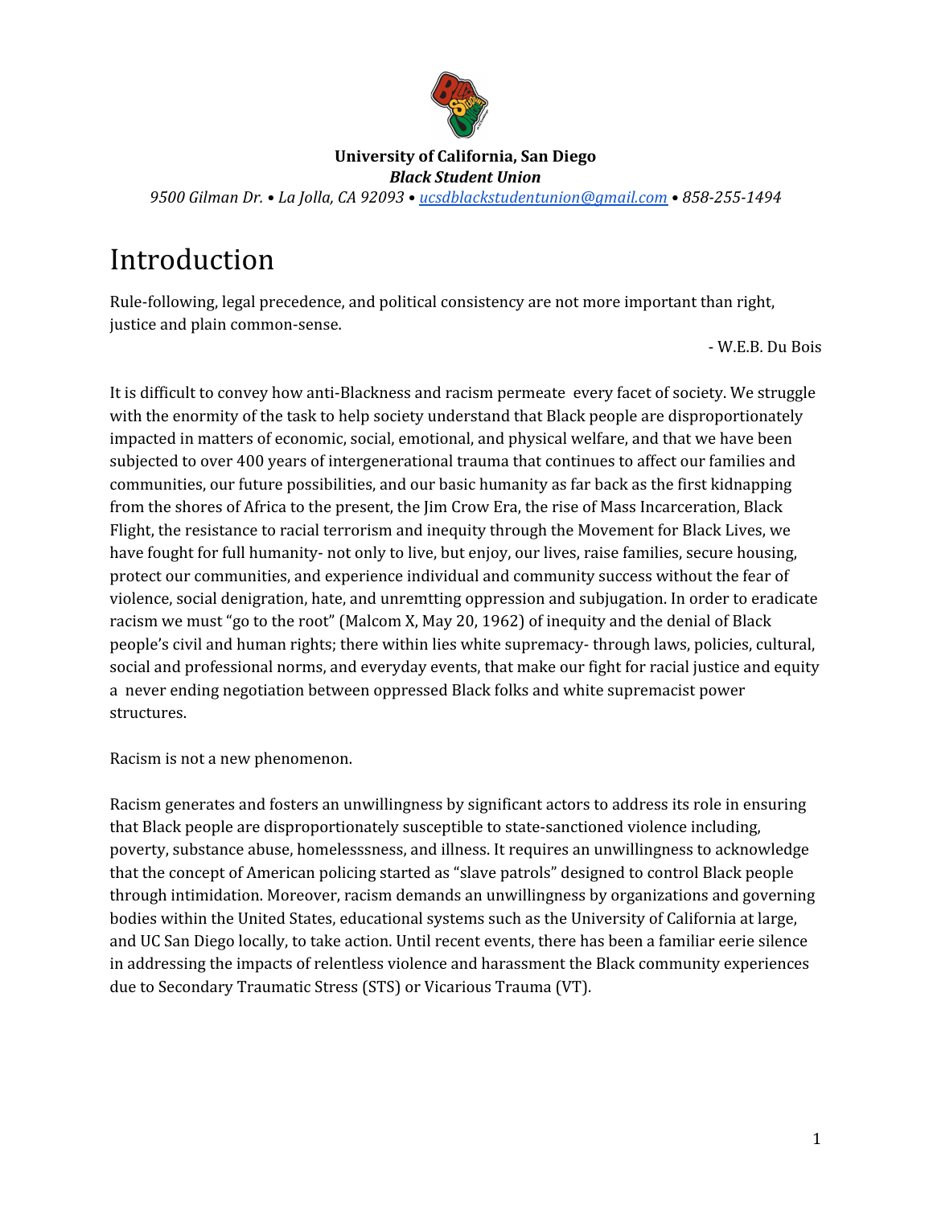**University of California, San Diego**
***Black Student Union***
*9500 Gilman Dr. • La Jolla, CA 92093 • [ucsdblackstudentunion@gmail.com](mailto:ucsdblackstudentunion@gmail.com) • 858-255-1494*

# Introduction

Rule-following, legal precedence, and political consistency are not more important than right, justice and plain common-sense.

- W.E.B. Du Bois

It is difficult to convey how anti-Blackness and racism permeate every facet of society. We struggle with the enormity of the task to help society understand that Black people are disproportionately impacted in matters of economic, social, emotional, and physical welfare, and that we have been subjected to over 400 years of intergenerational trauma that continues to affect our families and communities, our future possibilities, and our basic humanity as far back as the first kidnapping from the shores of Africa to the present, the Jim Crow Era, the rise of Mass Incarceration, Black Flight, the resistance to racial terrorism and inequity through the Movement for Black Lives, we have fought for full humanity- not only to live, but enjoy, our lives, raise families, secure housing, protect our communities, and experience individual and community success without the fear of violence, social denigration, hate, and unremtting oppression and subjugation. In order to eradicate racism we must "go to the root" (Malcom X, May 20, 1962) of inequity and the denial of Black people's civil and human rights; there within lies white supremacy- through laws, policies, cultural, social and professional norms, and everyday events, that make our fight for racial justice and equity a never ending negotiation between oppressed Black folks and white supremacist power structures.

Racism is not a new phenomenon.

Racism generates and fosters an unwillingness by significant actors to address its role in ensuring that Black people are disproportionately susceptible to state-sanctioned violence including, poverty, substance abuse, homelesssness, and illness. It requires an unwillingness to acknowledge that the concept of American policing started as "slave patrols" designed to control Black people through intimidation. Moreover, racism demands an unwillingness by organizations and governing bodies within the United States, educational systems such as the University of California at large, and UC San Diego locally, to take action. Until recent events, there has been a familiar eerie silence in addressing the impacts of relentless violence and harassment the Black community experiences due to Secondary Traumatic Stress (STS) or Vicarious Trauma (VT).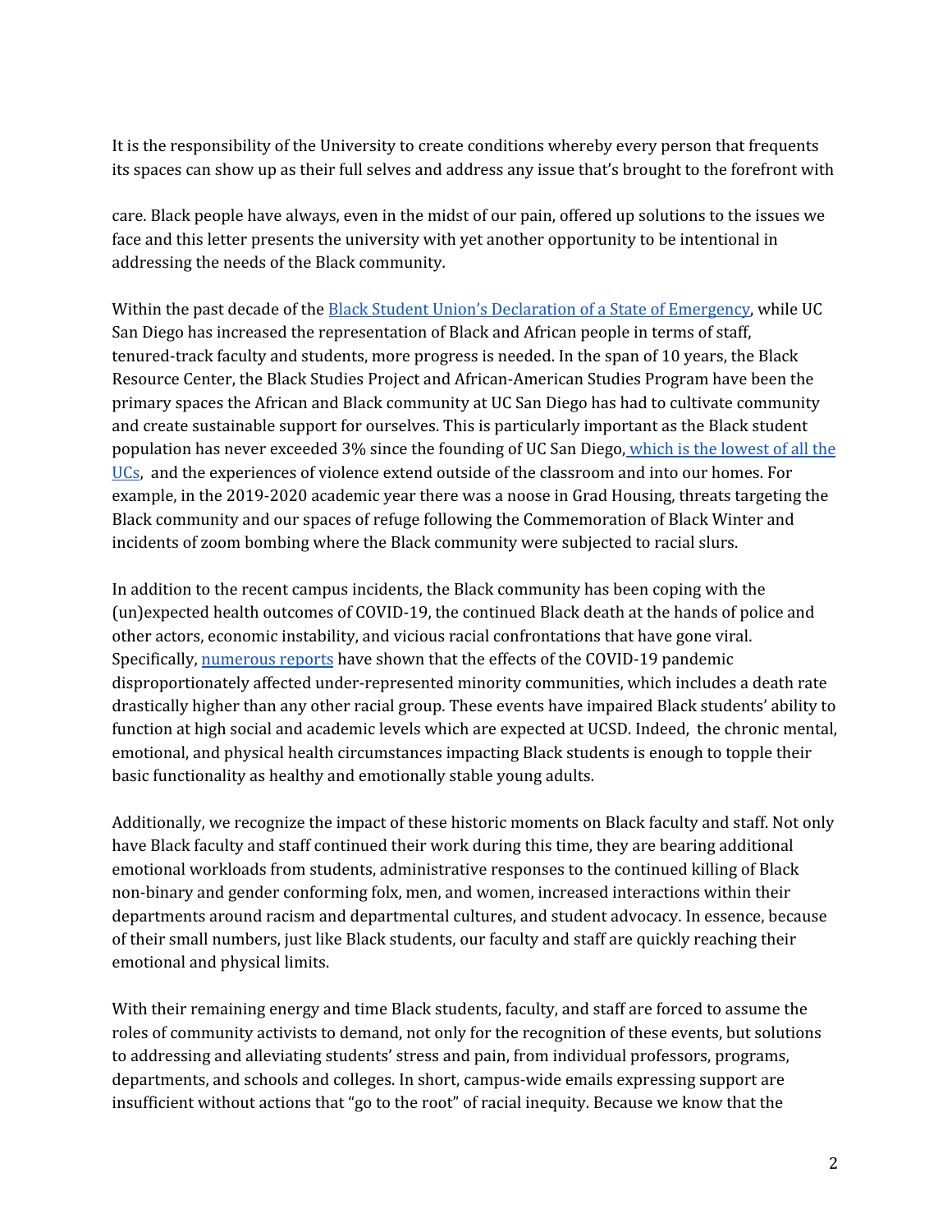It is the responsibility of the University to create conditions whereby every person that frequents its spaces can show up as their full selves and address any issue that's brought to the forefront with care. Black people have always, even in the midst of our pain, offered up solutions to the issues we face and this letter presents the university with yet another opportunity to be intentional in addressing the needs of the Black community.

Within the past decade of the Black Student Union's Declaration of a State of Emergency, while UC San Diego has increased the representation of Black and African people in terms of staff, tenured-track faculty and students, more progress is needed. In the span of 10 years, the Black Resource Center, the Black Studies Project and African-American Studies Program have been the primary spaces the African and Black community at UC San Diego has had to cultivate community and create sustainable support for ourselves. This is particularly important as the Black student population has never exceeded 3% since the founding of UC San Diego, which is the lowest of all the UCs, and the experiences of violence extend outside of the classroom and into our homes. For example, in the 2019-2020 academic year there was a noose in Grad Housing, threats targeting the Black community and our spaces of refuge following the Commemoration of Black Winter and incidents of zoom bombing where the Black community were subjected to racial slurs.

In addition to the recent campus incidents, the Black community has been coping with the (un)expected health outcomes of COVID-19, the continued Black death at the hands of police and other actors, economic instability, and vicious racial confrontations that have gone viral. Specifically, numerous reports have shown that the effects of the COVID-19 pandemic disproportionately affected under-represented minority communities, which includes a death rate drastically higher than any other racial group. These events have impaired Black students' ability to function at high social and academic levels which are expected at UCSD. Indeed, the chronic mental, emotional, and physical health circumstances impacting Black students is enough to topple their basic functionality as healthy and emotionally stable young adults.

Additionally, we recognize the impact of these historic moments on Black faculty and staff. Not only have Black faculty and staff continued their work during this time, they are bearing additional emotional workloads from students, administrative responses to the continued killing of Black non-binary and gender conforming folx, men, and women, increased interactions within their departments around racism and departmental cultures, and student advocacy. In essence, because of their small numbers, just like Black students, our faculty and staff are quickly reaching their emotional and physical limits.

With their remaining energy and time Black students, faculty, and staff are forced to assume the roles of community activists to demand, not only for the recognition of these events, but solutions to addressing and alleviating students' stress and pain, from individual professors, programs, departments, and schools and colleges. In short, campus-wide emails expressing support are insufficient without actions that "go to the root" of racial inequity. Because we know that the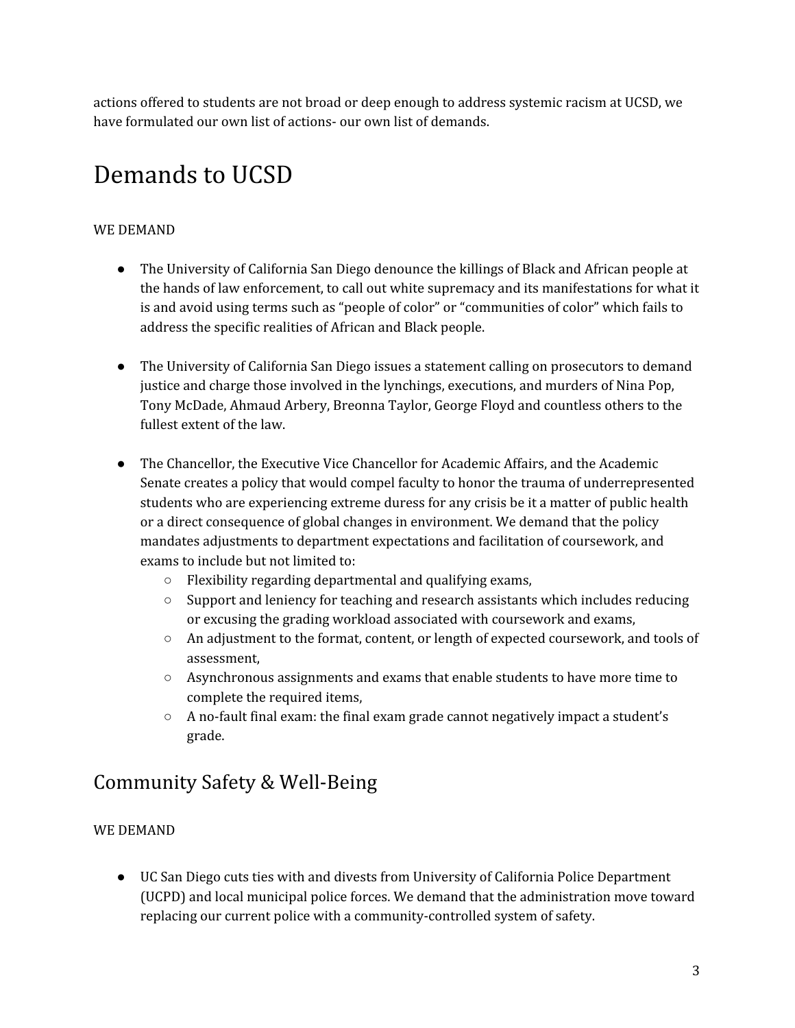actions offered to students are not broad or deep enough to address systemic racism at UCSD, we have formulated our own list of actions- our own list of demands.

# Demands to UCSD

WE DEMAND

- The University of California San Diego denounce the killings of Black and African people at the hands of law enforcement, to call out white supremacy and its manifestations for what it is and avoid using terms such as "people of color" or "communities of color" which fails to address the specific realities of African and Black people.

- The University of California San Diego issues a statement calling on prosecutors to demand justice and charge those involved in the lynchings, executions, and murders of Nina Pop, Tony McDade, Ahmaud Arbery, Breonna Taylor, George Floyd and countless others to the fullest extent of the law.

- The Chancellor, the Executive Vice Chancellor for Academic Affairs, and the Academic Senate creates a policy that would compel faculty to honor the trauma of underrepresented students who are experiencing extreme duress for any crisis be it a matter of public health or a direct consequence of global changes in environment. We demand that the policy mandates adjustments to department expectations and facilitation of coursework, and exams to include but not limited to:
  - Flexibility regarding departmental and qualifying exams,
  - Support and leniency for teaching and research assistants which includes reducing or excusing the grading workload associated with coursework and exams,
  - An adjustment to the format, content, or length of expected coursework, and tools of assessment,
  - Asynchronous assignments and exams that enable students to have more time to complete the required items,
  - A no-fault final exam: the final exam grade cannot negatively impact a student's grade.

## Community Safety & Well-Being

WE DEMAND

- UC San Diego cuts ties with and divests from University of California Police Department (UCPD) and local municipal police forces. We demand that the administration move toward replacing our current police with a community-controlled system of safety.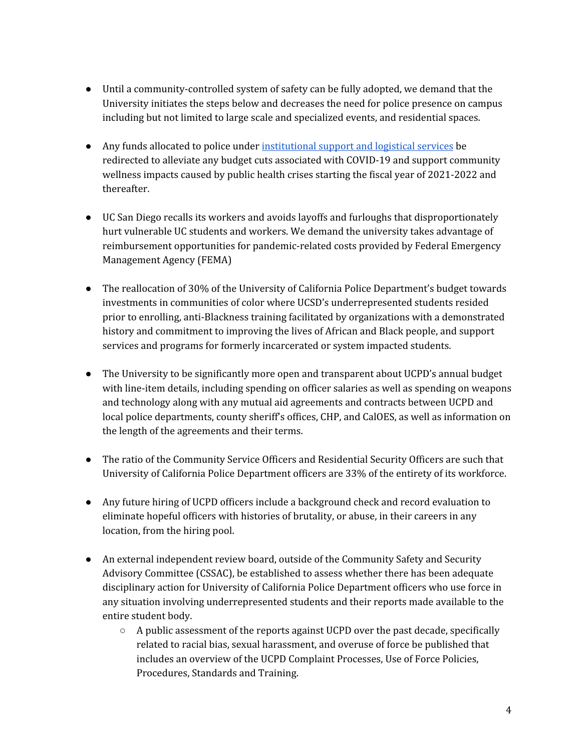- Until a community-controlled system of safety can be fully adopted, we demand that the University initiates the steps below and decreases the need for police presence on campus including but not limited to large scale and specialized events, and residential spaces.

- Any funds allocated to police under institutional support and logistical services be redirected to alleviate any budget cuts associated with COVID-19 and support community wellness impacts caused by public health crises starting the fiscal year of 2021-2022 and thereafter.

- UC San Diego recalls its workers and avoids layoffs and furloughs that disproportionately hurt vulnerable UC students and workers. We demand the university takes advantage of reimbursement opportunities for pandemic-related costs provided by Federal Emergency Management Agency (FEMA)

- The reallocation of 30% of the University of California Police Department's budget towards investments in communities of color where UCSD's underrepresented students resided prior to enrolling, anti-Blackness training facilitated by organizations with a demonstrated history and commitment to improving the lives of African and Black people, and support services and programs for formerly incarcerated or system impacted students.

- The University to be significantly more open and transparent about UCPD's annual budget with line-item details, including spending on officer salaries as well as spending on weapons and technology along with any mutual aid agreements and contracts between UCPD and local police departments, county sheriff's offices, CHP, and CalOES, as well as information on the length of the agreements and their terms.

- The ratio of the Community Service Officers and Residential Security Officers are such that University of California Police Department officers are 33% of the entirety of its workforce.

- Any future hiring of UCPD officers include a background check and record evaluation to eliminate hopeful officers with histories of brutality, or abuse, in their careers in any location, from the hiring pool.

- An external independent review board, outside of the Community Safety and Security Advisory Committee (CSSAC), be established to assess whether there has been adequate disciplinary action for University of California Police Department officers who use force in any situation involving underrepresented students and their reports made available to the entire student body.
  - A public assessment of the reports against UCPD over the past decade, specifically related to racial bias, sexual harassment, and overuse of force be published that includes an overview of the UCPD Complaint Processes, Use of Force Policies, Procedures, Standards and Training.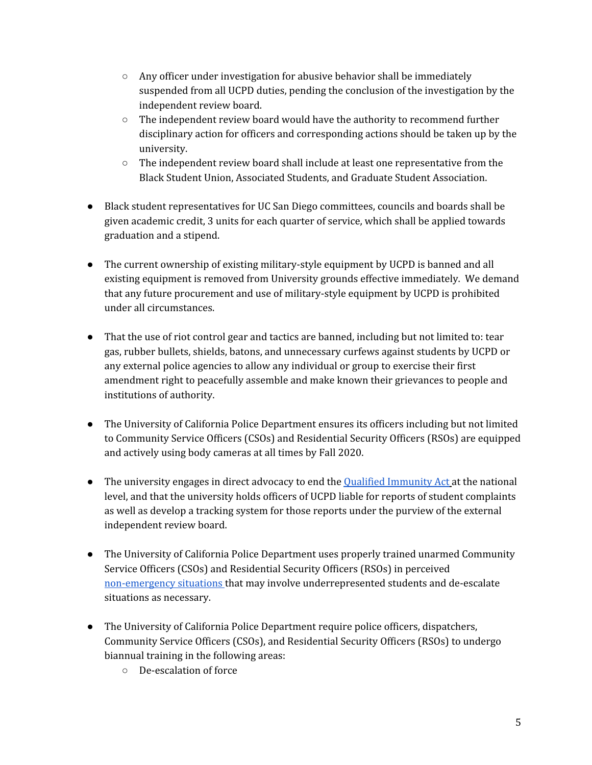- Any officer under investigation for abusive behavior shall be immediately suspended from all UCPD duties, pending the conclusion of the investigation by the independent review board.
    - The independent review board would have the authority to recommend further disciplinary action for officers and corresponding actions should be taken up by the university.
    - The independent review board shall include at least one representative from the Black Student Union, Associated Students, and Graduate Student Association.

- Black student representatives for UC San Diego committees, councils and boards shall be given academic credit, 3 units for each quarter of service, which shall be applied towards graduation and a stipend.

- The current ownership of existing military-style equipment by UCPD is banned and all existing equipment is removed from University grounds effective immediately. We demand that any future procurement and use of military-style equipment by UCPD is prohibited under all circumstances.

- That the use of riot control gear and tactics are banned, including but not limited to: tear gas, rubber bullets, shields, batons, and unnecessary curfews against students by UCPD or any external police agencies to allow any individual or group to exercise their first amendment right to peacefully assemble and make known their grievances to people and institutions of authority.

- The University of California Police Department ensures its officers including but not limited to Community Service Officers (CSOs) and Residential Security Officers (RSOs) are equipped and actively using body cameras at all times by Fall 2020.

- The university engages in direct advocacy to end the Qualified Immunity Act at the national level, and that the university holds officers of UCPD liable for reports of student complaints as well as develop a tracking system for those reports under the purview of the external independent review board.

- The University of California Police Department uses properly trained unarmed Community Service Officers (CSOs) and Residential Security Officers (RSOs) in perceived non-emergency situations that may involve underrepresented students and de-escalate situations as necessary.

- The University of California Police Department require police officers, dispatchers, Community Service Officers (CSOs), and Residential Security Officers (RSOs) to undergo biannual training in the following areas:
    - De-escalation of force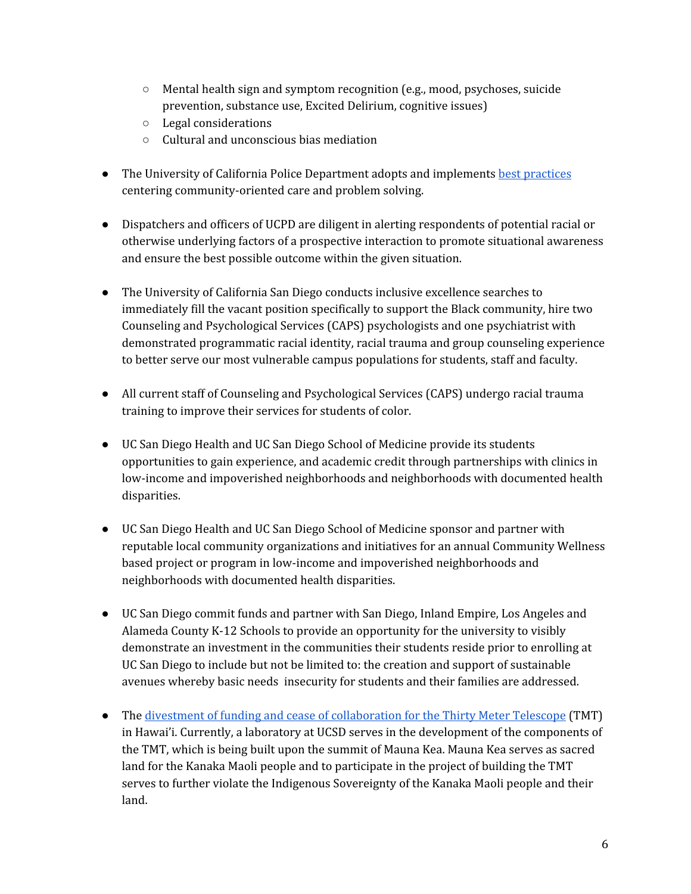- Mental health sign and symptom recognition (e.g., mood, psychoses, suicide prevention, substance use, Excited Delirium, cognitive issues)
    - Legal considerations
    - Cultural and unconscious bias mediation

- The University of California Police Department adopts and implements best practices centering community-oriented care and problem solving.

- Dispatchers and officers of UCPD are diligent in alerting respondents of potential racial or otherwise underlying factors of a prospective interaction to promote situational awareness and ensure the best possible outcome within the given situation.

- The University of California San Diego conducts inclusive excellence searches to immediately fill the vacant position specifically to support the Black community, hire two Counseling and Psychological Services (CAPS) psychologists and one psychiatrist with demonstrated programmatic racial identity, racial trauma and group counseling experience to better serve our most vulnerable campus populations for students, staff and faculty.

- All current staff of Counseling and Psychological Services (CAPS) undergo racial trauma training to improve their services for students of color.

- UC San Diego Health and UC San Diego School of Medicine provide its students opportunities to gain experience, and academic credit through partnerships with clinics in low-income and impoverished neighborhoods and neighborhoods with documented health disparities.

- UC San Diego Health and UC San Diego School of Medicine sponsor and partner with reputable local community organizations and initiatives for an annual Community Wellness based project or program in low-income and impoverished neighborhoods and neighborhoods with documented health disparities.

- UC San Diego commit funds and partner with San Diego, Inland Empire, Los Angeles and Alameda County K-12 Schools to provide an opportunity for the university to visibly demonstrate an investment in the communities their students reside prior to enrolling at UC San Diego to include but not be limited to: the creation and support of sustainable avenues whereby basic needs insecurity for students and their families are addressed.

- The divestment of funding and cease of collaboration for the Thirty Meter Telescope (TMT) in Hawai'i. Currently, a laboratory at UCSD serves in the development of the components of the TMT, which is being built upon the summit of Mauna Kea. Mauna Kea serves as sacred land for the Kanaka Maoli people and to participate in the project of building the TMT serves to further violate the Indigenous Sovereignty of the Kanaka Maoli people and their land.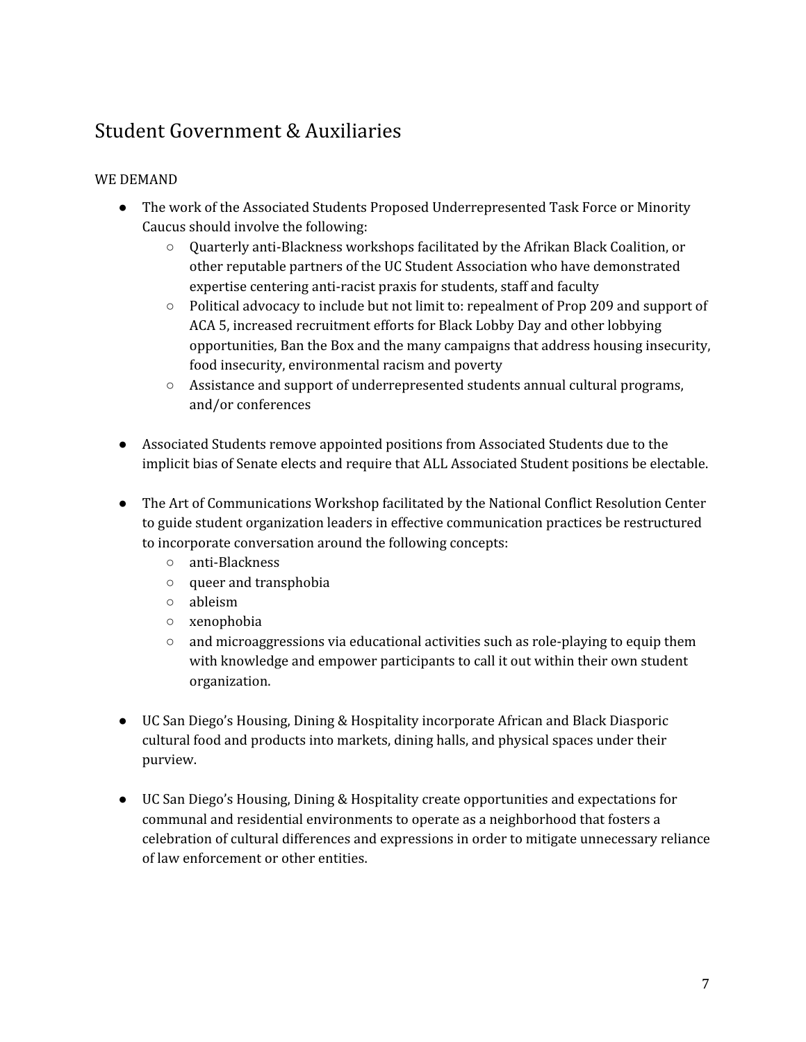## Student Government & Auxiliaries

WE DEMAND

- The work of the Associated Students Proposed Underrepresented Task Force or Minority Caucus should involve the following:
  - Quarterly anti-Blackness workshops facilitated by the Afrikan Black Coalition, or other reputable partners of the UC Student Association who have demonstrated expertise centering anti-racist praxis for students, staff and faculty
  - Political advocacy to include but not limit to: repealment of Prop 209 and support of ACA 5, increased recruitment efforts for Black Lobby Day and other lobbying opportunities, Ban the Box and the many campaigns that address housing insecurity, food insecurity, environmental racism and poverty
  - Assistance and support of underrepresented students annual cultural programs, and/or conferences

- Associated Students remove appointed positions from Associated Students due to the implicit bias of Senate elects and require that ALL Associated Student positions be electable.

- The Art of Communications Workshop facilitated by the National Conflict Resolution Center to guide student organization leaders in effective communication practices be restructured to incorporate conversation around the following concepts:
  - anti-Blackness
  - queer and transphobia
  - ableism
  - xenophobia
  - and microaggressions via educational activities such as role-playing to equip them with knowledge and empower participants to call it out within their own student organization.

- UC San Diego's Housing, Dining & Hospitality incorporate African and Black Diasporic cultural food and products into markets, dining halls, and physical spaces under their purview.

- UC San Diego's Housing, Dining & Hospitality create opportunities and expectations for communal and residential environments to operate as a neighborhood that fosters a celebration of cultural differences and expressions in order to mitigate unnecessary reliance of law enforcement or other entities.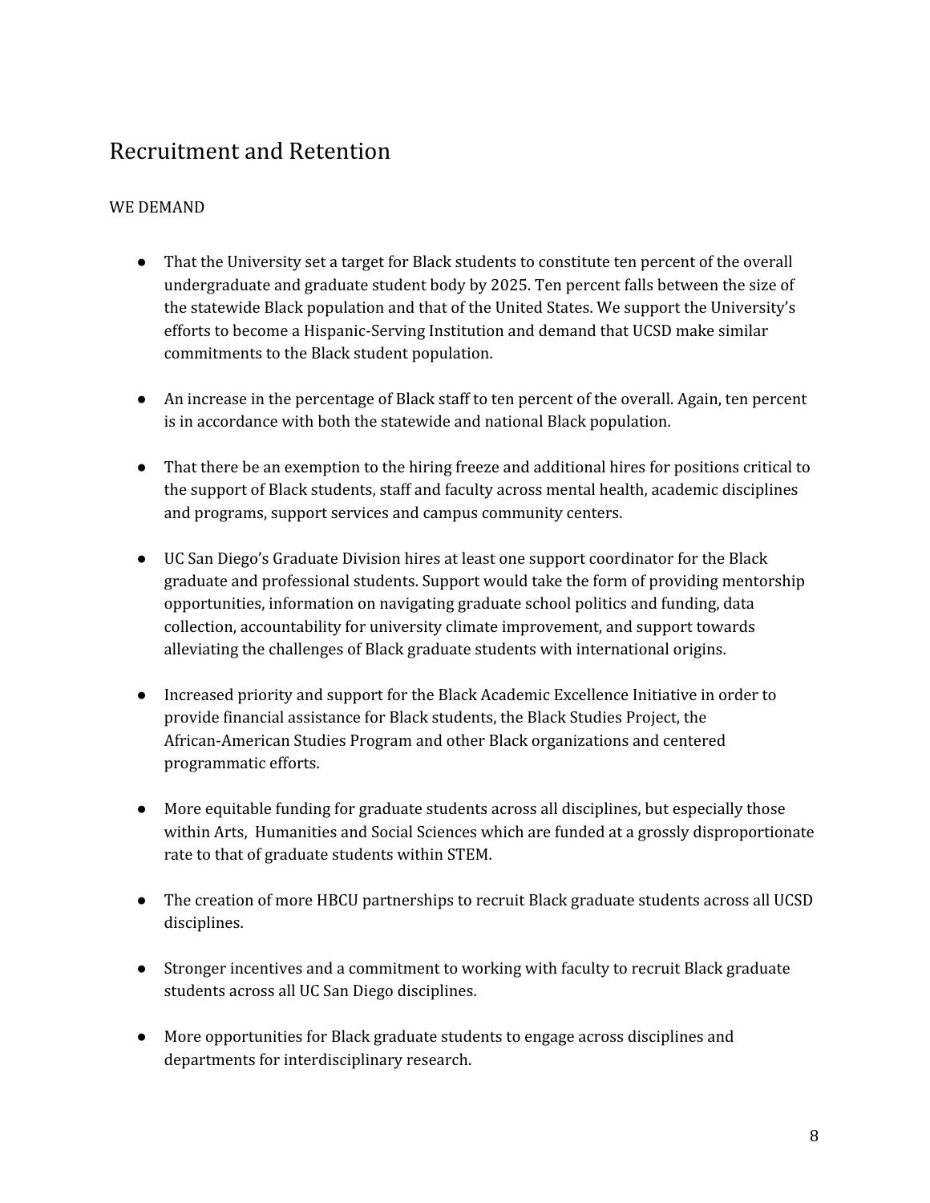## Recruitment and Retention

WE DEMAND

- That the University set a target for Black students to constitute ten percent of the overall undergraduate and graduate student body by 2025. Ten percent falls between the size of the statewide Black population and that of the United States. We support the University's efforts to become a Hispanic-Serving Institution and demand that UCSD make similar commitments to the Black student population.

- An increase in the percentage of Black staff to ten percent of the overall. Again, ten percent is in accordance with both the statewide and national Black population.

- That there be an exemption to the hiring freeze and additional hires for positions critical to the support of Black students, staff and faculty across mental health, academic disciplines and programs, support services and campus community centers.

- UC San Diego's Graduate Division hires at least one support coordinator for the Black graduate and professional students. Support would take the form of providing mentorship opportunities, information on navigating graduate school politics and funding, data collection, accountability for university climate improvement, and support towards alleviating the challenges of Black graduate students with international origins.

- Increased priority and support for the Black Academic Excellence Initiative in order to provide financial assistance for Black students, the Black Studies Project, the African-American Studies Program and other Black organizations and centered programmatic efforts.

- More equitable funding for graduate students across all disciplines, but especially those within Arts, Humanities and Social Sciences which are funded at a grossly disproportionate rate to that of graduate students within STEM.

- The creation of more HBCU partnerships to recruit Black graduate students across all UCSD disciplines.

- Stronger incentives and a commitment to working with faculty to recruit Black graduate students across all UC San Diego disciplines.

- More opportunities for Black graduate students to engage across disciplines and departments for interdisciplinary research.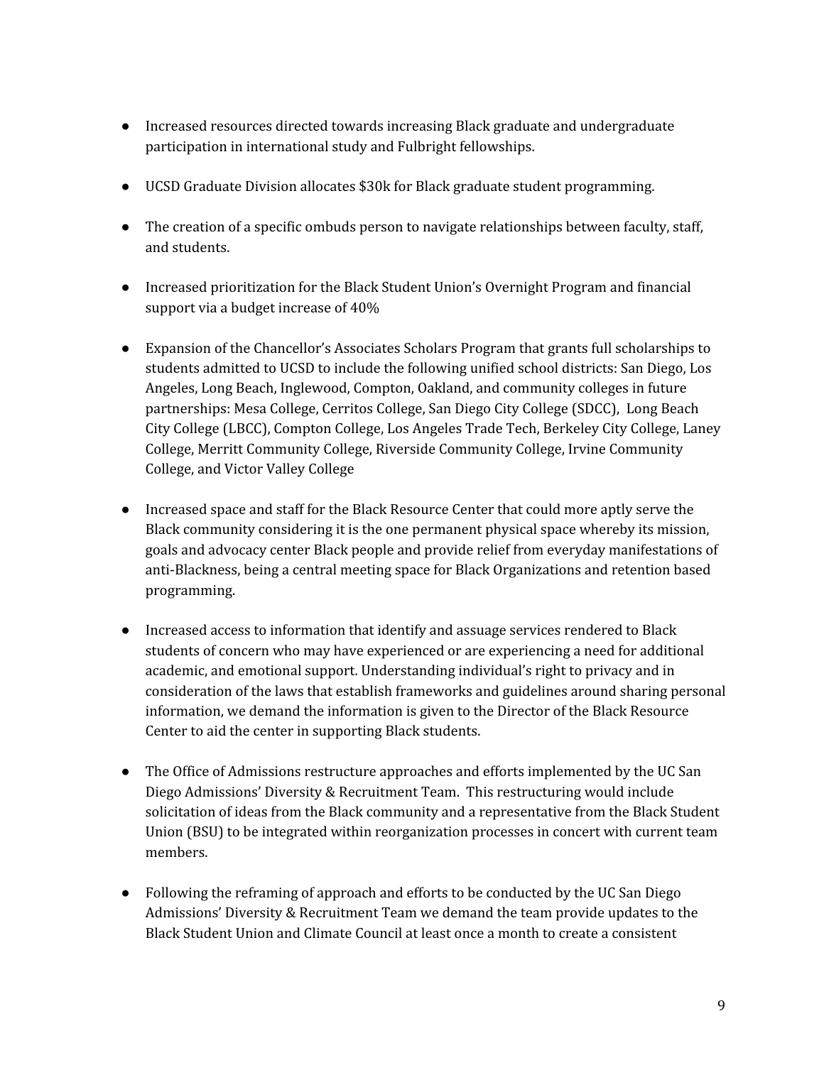- Increased resources directed towards increasing Black graduate and undergraduate participation in international study and Fulbright fellowships.

- UCSD Graduate Division allocates $30k for Black graduate student programming.

- The creation of a specific ombuds person to navigate relationships between faculty, staff, and students.

- Increased prioritization for the Black Student Union's Overnight Program and financial support via a budget increase of 40%

- Expansion of the Chancellor's Associates Scholars Program that grants full scholarships to students admitted to UCSD to include the following unified school districts: San Diego, Los Angeles, Long Beach, Inglewood, Compton, Oakland, and community colleges in future partnerships: Mesa College, Cerritos College, San Diego City College (SDCC), Long Beach City College (LBCC), Compton College, Los Angeles Trade Tech, Berkeley City College, Laney College, Merritt Community College, Riverside Community College, Irvine Community College, and Victor Valley College

- Increased space and staff for the Black Resource Center that could more aptly serve the Black community considering it is the one permanent physical space whereby its mission, goals and advocacy center Black people and provide relief from everyday manifestations of anti-Blackness, being a central meeting space for Black Organizations and retention based programming.

- Increased access to information that identify and assuage services rendered to Black students of concern who may have experienced or are experiencing a need for additional academic, and emotional support. Understanding individual's right to privacy and in consideration of the laws that establish frameworks and guidelines around sharing personal information, we demand the information is given to the Director of the Black Resource Center to aid the center in supporting Black students.

- The Office of Admissions restructure approaches and efforts implemented by the UC San Diego Admissions' Diversity & Recruitment Team. This restructuring would include solicitation of ideas from the Black community and a representative from the Black Student Union (BSU) to be integrated within reorganization processes in concert with current team members.

- Following the reframing of approach and efforts to be conducted by the UC San Diego Admissions' Diversity & Recruitment Team we demand the team provide updates to the Black Student Union and Climate Council at least once a month to create a consistent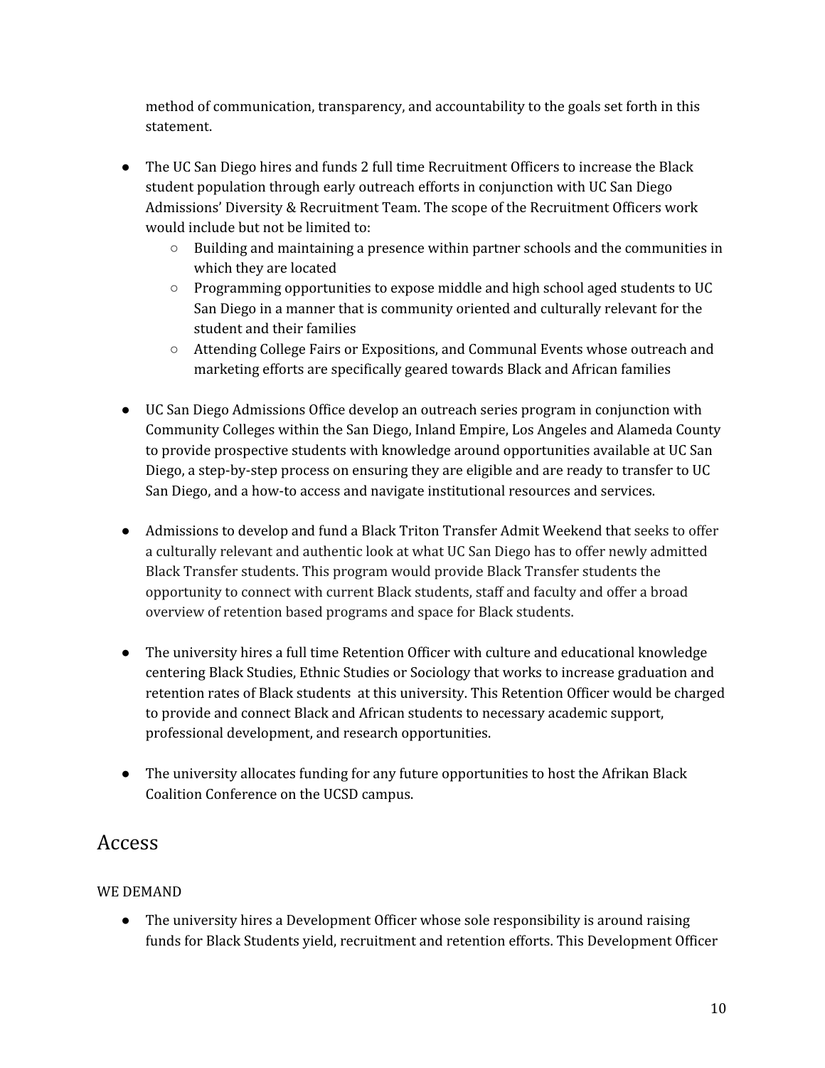method of communication, transparency, and accountability to the goals set forth in this statement.

- The UC San Diego hires and funds 2 full time Recruitment Officers to increase the Black student population through early outreach efforts in conjunction with UC San Diego Admissions' Diversity & Recruitment Team. The scope of the Recruitment Officers work would include but not be limited to:
  - Building and maintaining a presence within partner schools and the communities in which they are located
  - Programming opportunities to expose middle and high school aged students to UC San Diego in a manner that is community oriented and culturally relevant for the student and their families
  - Attending College Fairs or Expositions, and Communal Events whose outreach and marketing efforts are specifically geared towards Black and African families

- UC San Diego Admissions Office develop an outreach series program in conjunction with Community Colleges within the San Diego, Inland Empire, Los Angeles and Alameda County to provide prospective students with knowledge around opportunities available at UC San Diego, a step-by-step process on ensuring they are eligible and are ready to transfer to UC San Diego, and a how-to access and navigate institutional resources and services.

- Admissions to develop and fund a Black Triton Transfer Admit Weekend that seeks to offer a culturally relevant and authentic look at what UC San Diego has to offer newly admitted Black Transfer students. This program would provide Black Transfer students the opportunity to connect with current Black students, staff and faculty and offer a broad overview of retention based programs and space for Black students.

- The university hires a full time Retention Officer with culture and educational knowledge centering Black Studies, Ethnic Studies or Sociology that works to increase graduation and retention rates of Black students at this university. This Retention Officer would be charged to provide and connect Black and African students to necessary academic support, professional development, and research opportunities.

- The university allocates funding for any future opportunities to host the Afrikan Black Coalition Conference on the UCSD campus.

## Access

WE DEMAND

- The university hires a Development Officer whose sole responsibility is around raising funds for Black Students yield, recruitment and retention efforts. This Development Officer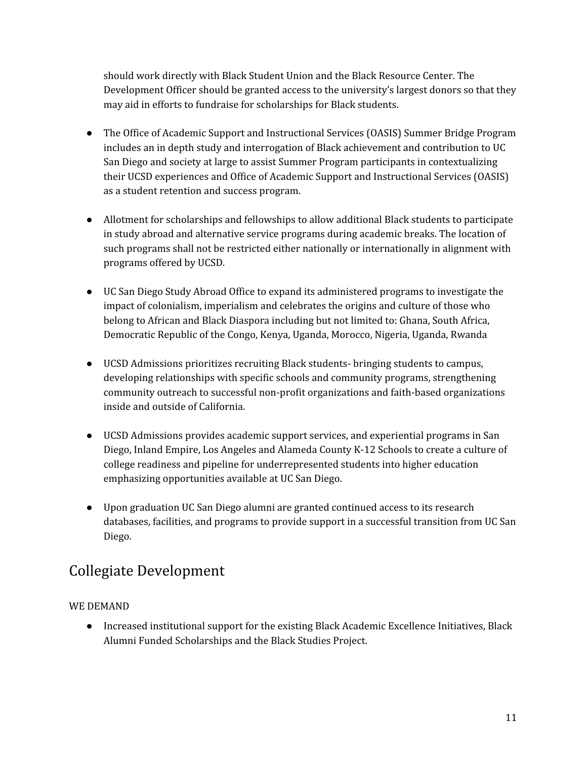should work directly with Black Student Union and the Black Resource Center. The Development Officer should be granted access to the university's largest donors so that they may aid in efforts to fundraise for scholarships for Black students.

- The Office of Academic Support and Instructional Services (OASIS) Summer Bridge Program includes an in depth study and interrogation of Black achievement and contribution to UC San Diego and society at large to assist Summer Program participants in contextualizing their UCSD experiences and Office of Academic Support and Instructional Services (OASIS) as a student retention and success program.

- Allotment for scholarships and fellowships to allow additional Black students to participate in study abroad and alternative service programs during academic breaks. The location of such programs shall not be restricted either nationally or internationally in alignment with programs offered by UCSD.

- UC San Diego Study Abroad Office to expand its administered programs to investigate the impact of colonialism, imperialism and celebrates the origins and culture of those who belong to African and Black Diaspora including but not limited to: Ghana, South Africa, Democratic Republic of the Congo, Kenya, Uganda, Morocco, Nigeria, Uganda, Rwanda

- UCSD Admissions prioritizes recruiting Black students- bringing students to campus, developing relationships with specific schools and community programs, strengthening community outreach to successful non-profit organizations and faith-based organizations inside and outside of California.

- UCSD Admissions provides academic support services, and experiential programs in San Diego, Inland Empire, Los Angeles and Alameda County K-12 Schools to create a culture of college readiness and pipeline for underrepresented students into higher education emphasizing opportunities available at UC San Diego.

- Upon graduation UC San Diego alumni are granted continued access to its research databases, facilities, and programs to provide support in a successful transition from UC San Diego.

## Collegiate Development

WE DEMAND

- Increased institutional support for the existing Black Academic Excellence Initiatives, Black Alumni Funded Scholarships and the Black Studies Project.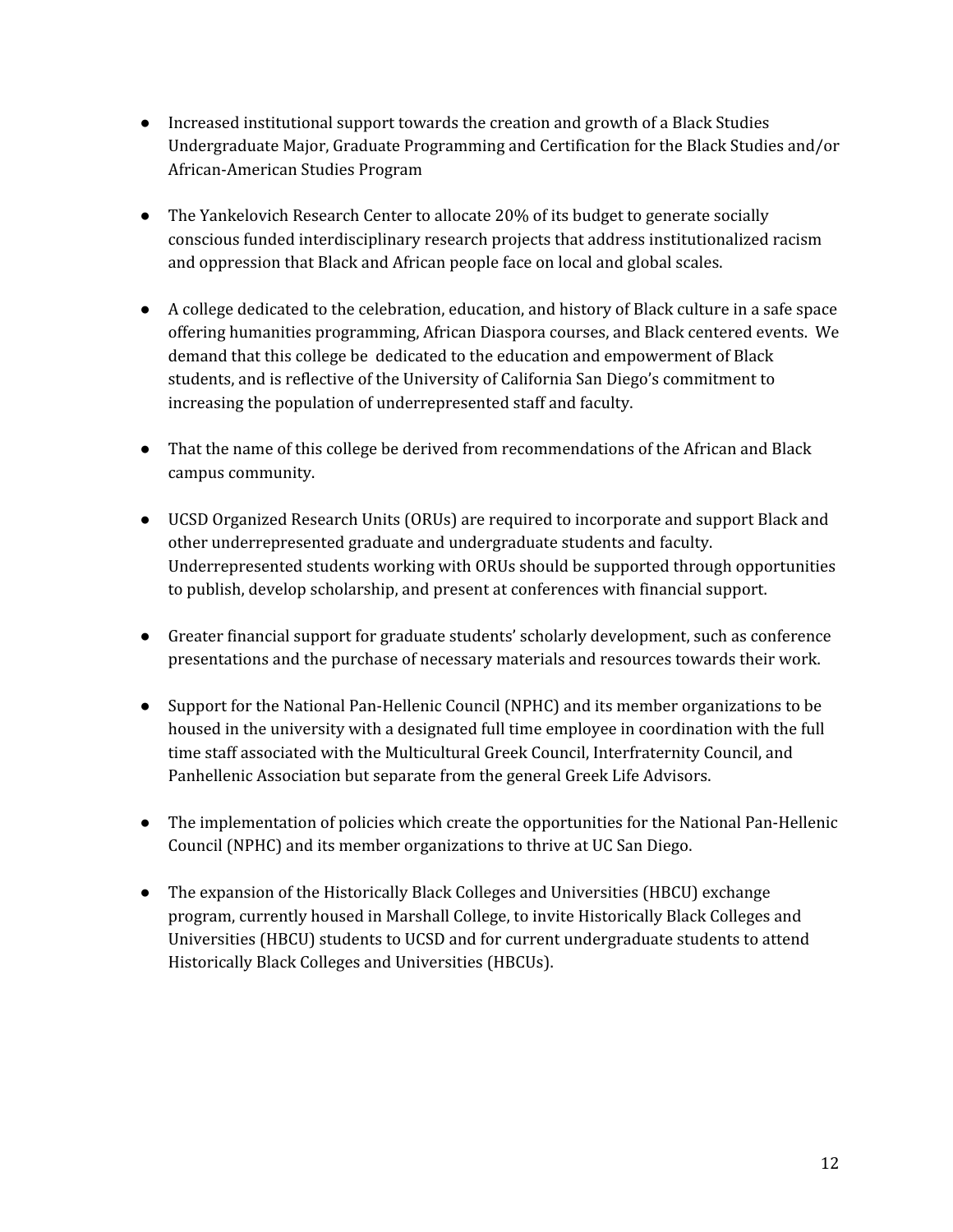- Increased institutional support towards the creation and growth of a Black Studies Undergraduate Major, Graduate Programming and Certification for the Black Studies and/or African-American Studies Program

- The Yankelovich Research Center to allocate 20% of its budget to generate socially conscious funded interdisciplinary research projects that address institutionalized racism and oppression that Black and African people face on local and global scales.

- A college dedicated to the celebration, education, and history of Black culture in a safe space offering humanities programming, African Diaspora courses, and Black centered events. We demand that this college be dedicated to the education and empowerment of Black students, and is reflective of the University of California San Diego's commitment to increasing the population of underrepresented staff and faculty.

- That the name of this college be derived from recommendations of the African and Black campus community.

- UCSD Organized Research Units (ORUs) are required to incorporate and support Black and other underrepresented graduate and undergraduate students and faculty. Underrepresented students working with ORUs should be supported through opportunities to publish, develop scholarship, and present at conferences with financial support.

- Greater financial support for graduate students' scholarly development, such as conference presentations and the purchase of necessary materials and resources towards their work.

- Support for the National Pan-Hellenic Council (NPHC) and its member organizations to be housed in the university with a designated full time employee in coordination with the full time staff associated with the Multicultural Greek Council, Interfraternity Council, and Panhellenic Association but separate from the general Greek Life Advisors.

- The implementation of policies which create the opportunities for the National Pan-Hellenic Council (NPHC) and its member organizations to thrive at UC San Diego.

- The expansion of the Historically Black Colleges and Universities (HBCU) exchange program, currently housed in Marshall College, to invite Historically Black Colleges and Universities (HBCU) students to UCSD and for current undergraduate students to attend Historically Black Colleges and Universities (HBCUs).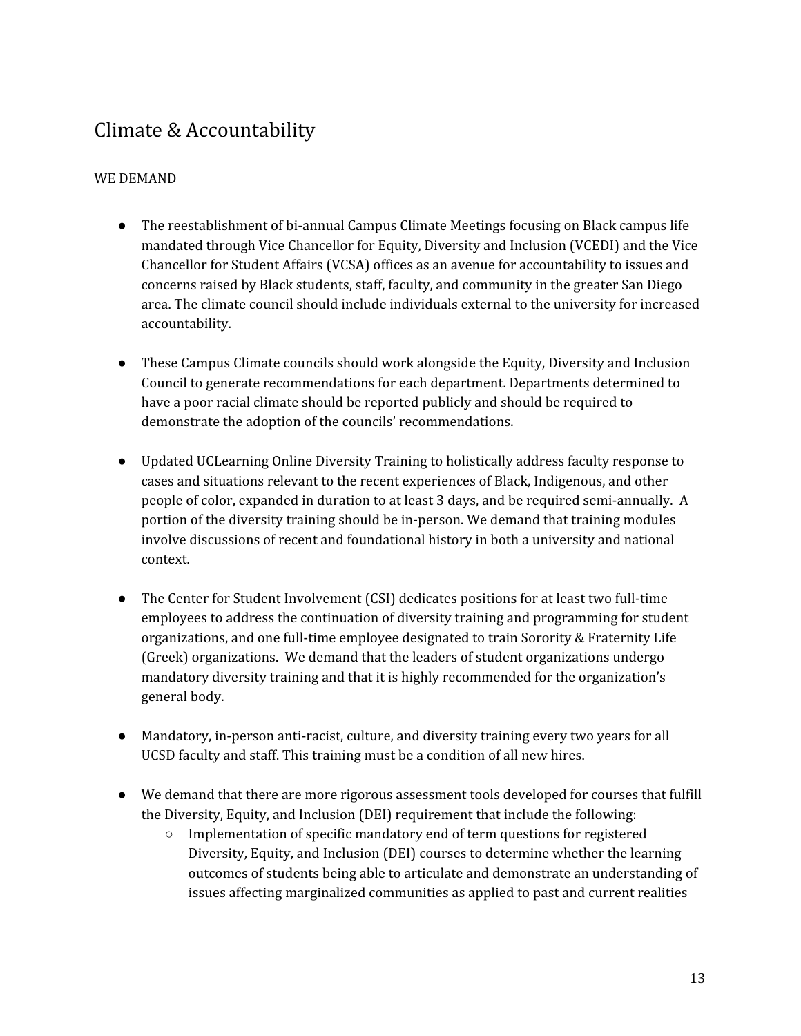## Climate & Accountability

WE DEMAND

- The reestablishment of bi-annual Campus Climate Meetings focusing on Black campus life mandated through Vice Chancellor for Equity, Diversity and Inclusion (VCEDI) and the Vice Chancellor for Student Affairs (VCSA) offices as an avenue for accountability to issues and concerns raised by Black students, staff, faculty, and community in the greater San Diego area. The climate council should include individuals external to the university for increased accountability.

- These Campus Climate councils should work alongside the Equity, Diversity and Inclusion Council to generate recommendations for each department. Departments determined to have a poor racial climate should be reported publicly and should be required to demonstrate the adoption of the councils' recommendations.

- Updated UCLearning Online Diversity Training to holistically address faculty response to cases and situations relevant to the recent experiences of Black, Indigenous, and other people of color, expanded in duration to at least 3 days, and be required semi-annually. A portion of the diversity training should be in-person. We demand that training modules involve discussions of recent and foundational history in both a university and national context.

- The Center for Student Involvement (CSI) dedicates positions for at least two full-time employees to address the continuation of diversity training and programming for student organizations, and one full-time employee designated to train Sorority & Fraternity Life (Greek) organizations. We demand that the leaders of student organizations undergo mandatory diversity training and that it is highly recommended for the organization's general body.

- Mandatory, in-person anti-racist, culture, and diversity training every two years for all UCSD faculty and staff. This training must be a condition of all new hires.

- We demand that there are more rigorous assessment tools developed for courses that fulfill the Diversity, Equity, and Inclusion (DEI) requirement that include the following:
  - Implementation of specific mandatory end of term questions for registered Diversity, Equity, and Inclusion (DEI) courses to determine whether the learning outcomes of students being able to articulate and demonstrate an understanding of issues affecting marginalized communities as applied to past and current realities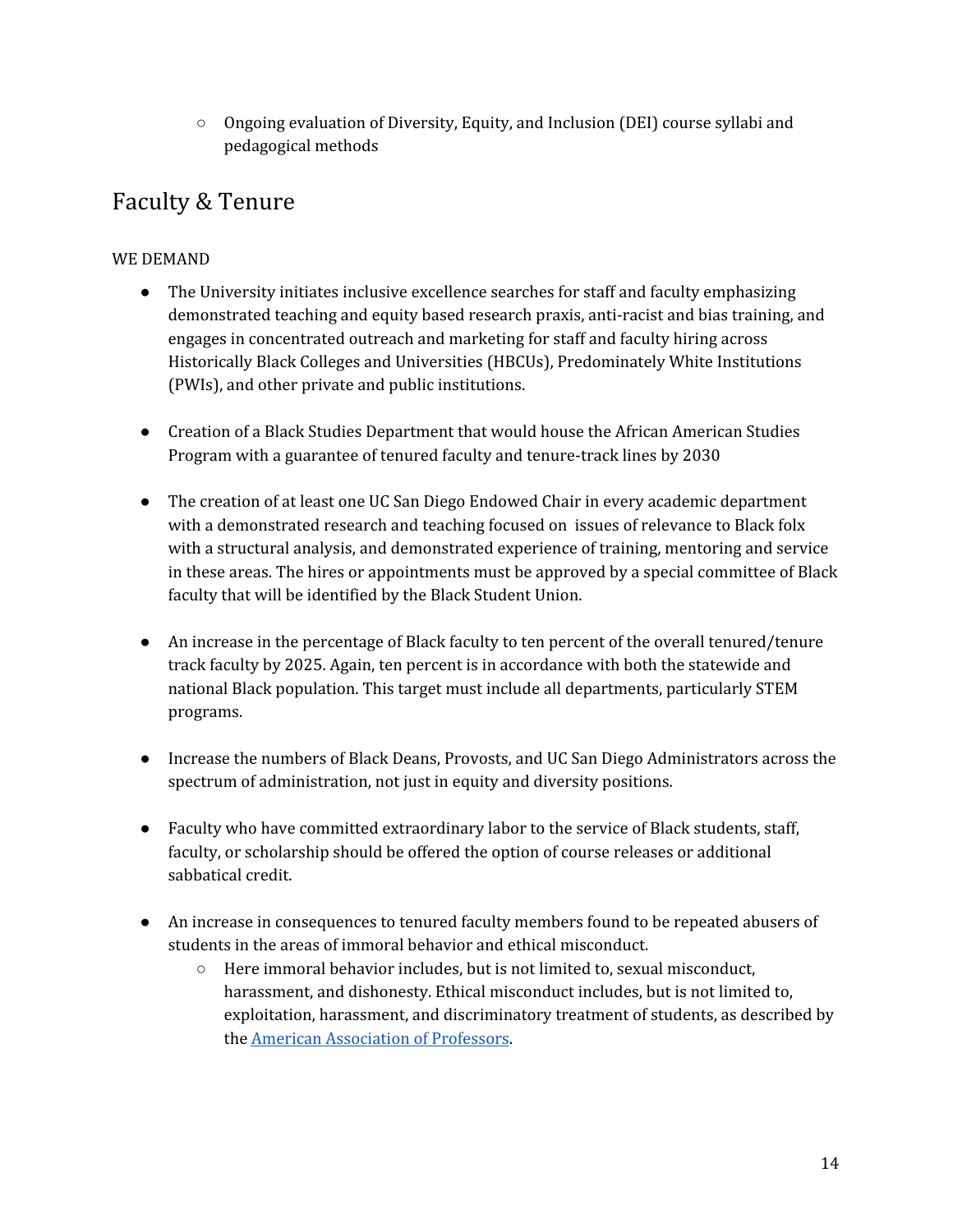- Ongoing evaluation of Diversity, Equity, and Inclusion (DEI) course syllabi and pedagogical methods

## Faculty & Tenure

WE DEMAND

- The University initiates inclusive excellence searches for staff and faculty emphasizing demonstrated teaching and equity based research praxis, anti-racist and bias training, and engages in concentrated outreach and marketing for staff and faculty hiring across Historically Black Colleges and Universities (HBCUs), Predominately White Institutions (PWIs), and other private and public institutions.

- Creation of a Black Studies Department that would house the African American Studies Program with a guarantee of tenured faculty and tenure-track lines by 2030

- The creation of at least one UC San Diego Endowed Chair in every academic department with a demonstrated research and teaching focused on issues of relevance to Black folx with a structural analysis, and demonstrated experience of training, mentoring and service in these areas. The hires or appointments must be approved by a special committee of Black faculty that will be identified by the Black Student Union.

- An increase in the percentage of Black faculty to ten percent of the overall tenured/tenure track faculty by 2025. Again, ten percent is in accordance with both the statewide and national Black population. This target must include all departments, particularly STEM programs.

- Increase the numbers of Black Deans, Provosts, and UC San Diego Administrators across the spectrum of administration, not just in equity and diversity positions.

- Faculty who have committed extraordinary labor to the service of Black students, staff, faculty, or scholarship should be offered the option of course releases or additional sabbatical credit.

- An increase in consequences to tenured faculty members found to be repeated abusers of students in the areas of immoral behavior and ethical misconduct.
    - Here immoral behavior includes, but is not limited to, sexual misconduct, harassment, and dishonesty. Ethical misconduct includes, but is not limited to, exploitation, harassment, and discriminatory treatment of students, as described by the American Association of Professors.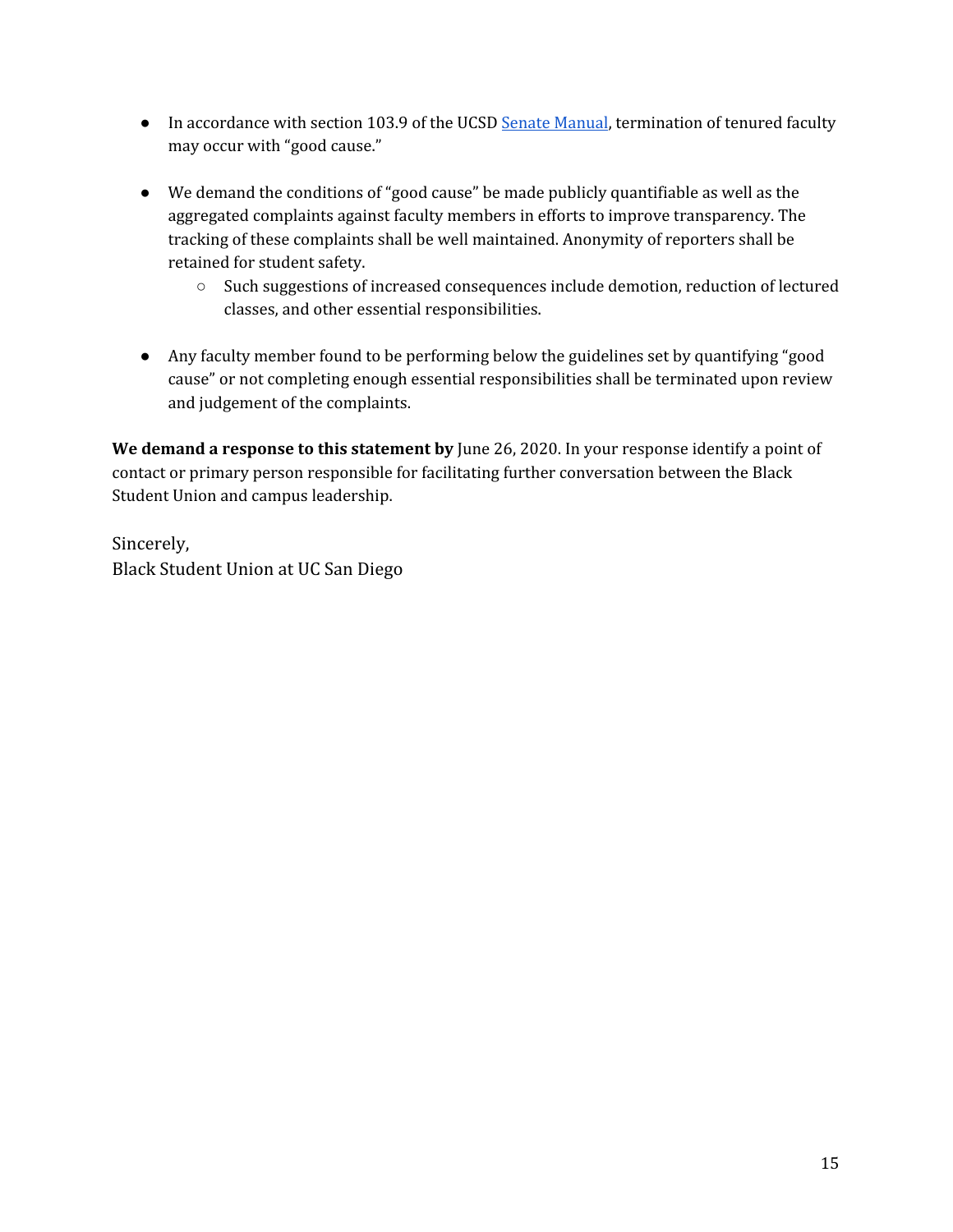- In accordance with section 103.9 of the UCSD Senate Manual, termination of tenured faculty may occur with "good cause."

- We demand the conditions of "good cause" be made publicly quantifiable as well as the aggregated complaints against faculty members in efforts to improve transparency. The tracking of these complaints shall be well maintained. Anonymity of reporters shall be retained for student safety.
    - Such suggestions of increased consequences include demotion, reduction of lectured classes, and other essential responsibilities.

- Any faculty member found to be performing below the guidelines set by quantifying "good cause" or not completing enough essential responsibilities shall be terminated upon review and judgement of the complaints.

**We demand a response to this statement by** June 26, 2020. In your response identify a point of contact or primary person responsible for facilitating further conversation between the Black Student Union and campus leadership.

Sincerely,
Black Student Union at UC San Diego